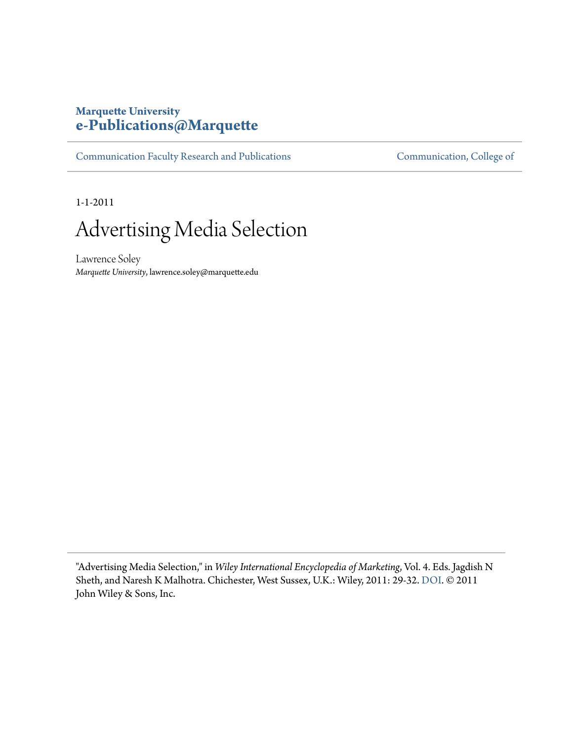**Marquette University**
**e-Publications@Marquette**

Communication Faculty Research and Publications | Communication, College of

1-1-2011

# Advertising Media Selection

Lawrence Soley
*Marquette University*, lawrence.soley@marquette.edu

---

"Advertising Media Selection," in *Wiley International Encyclopedia of Marketing*, Vol. 4. Eds. Jagdish N Sheth, and Naresh K Malhotra. Chichester, West Sussex, U.K.: Wiley, 2011: 29-32. DOI. © 2011 John Wiley & Sons, Inc.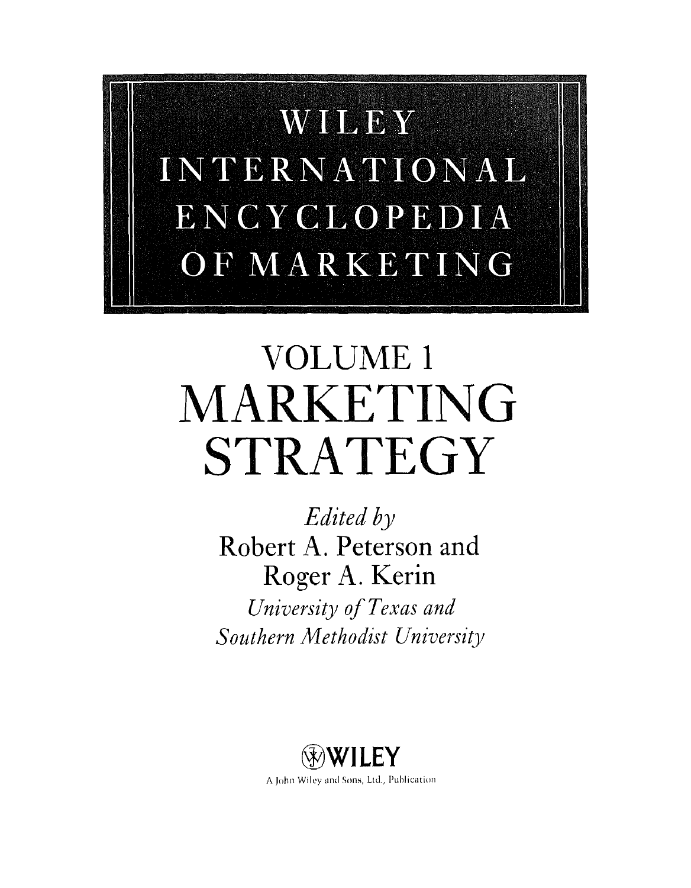# WILEY INTERNATIONAL ENCYCLOPEDIA OF MARKETING

## VOLUME 1

# MARKETING STRATEGY

*Edited by*

Robert A. Peterson and Roger A. Kerin

*University of Texas and Southern Methodist University*

WILEY

A John Wiley and Sons, Ltd., Publication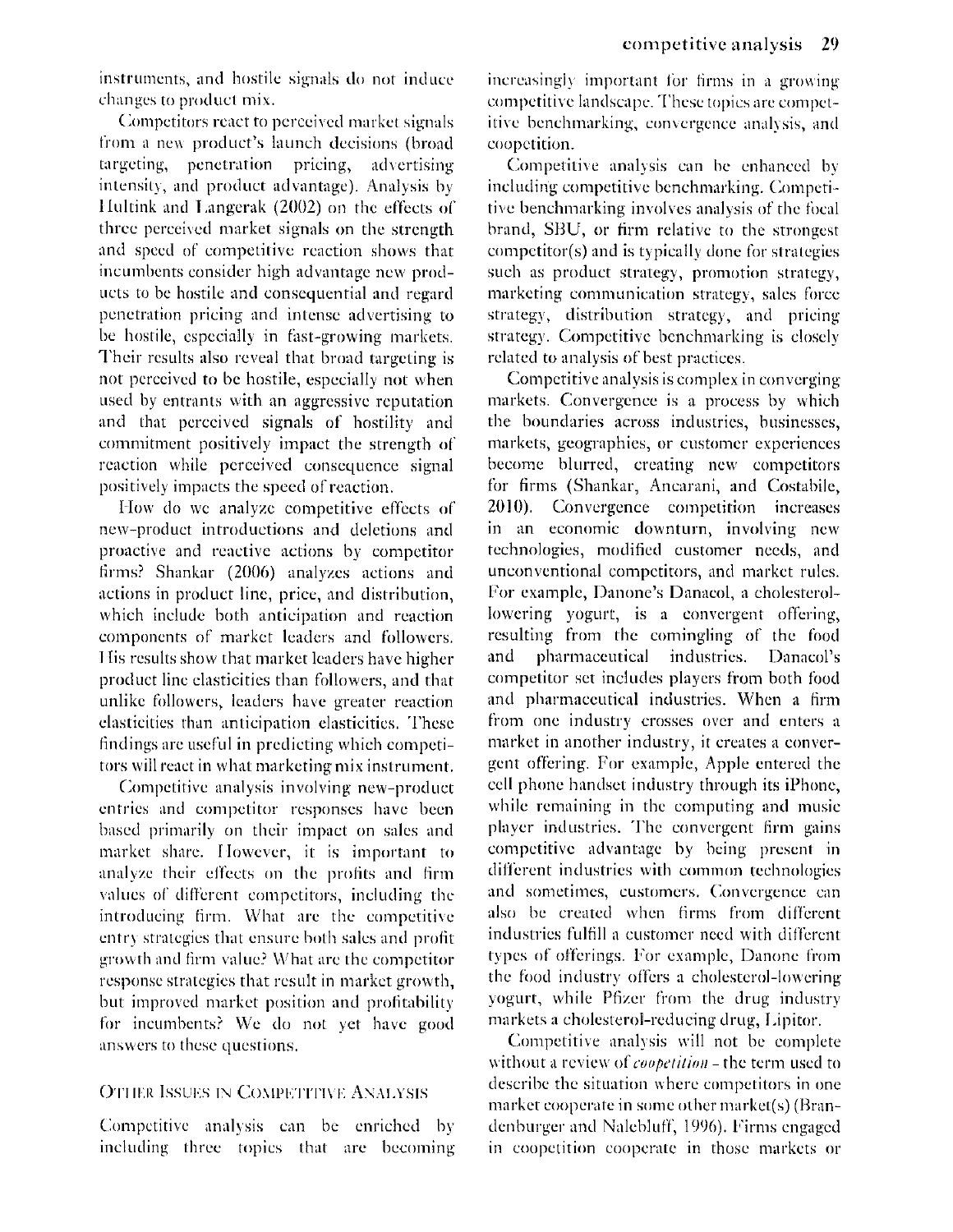instruments, and hostile signals do not induce changes to product mix.

Competitors react to perceived market signals from a new product's launch decisions (broad targeting, penetration pricing, advertising intensity, and product advantage). Analysis by Hultink and Langerak (2002) on the effects of three perceived market signals on the strength and speed of competitive reaction shows that incumbents consider high advantage new products to be hostile and consequential and regard penetration pricing and intense advertising to be hostile, especially in fast-growing markets. Their results also reveal that broad targeting is not perceived to be hostile, especially not when used by entrants with an aggressive reputation and that perceived signals of hostility and commitment positively impact the strength of reaction while perceived consequence signal positively impacts the speed of reaction.

How do we analyze competitive effects of new-product introductions and deletions and proactive and reactive actions by competitor firms? Shankar (2006) analyzes actions and actions in product line, price, and distribution, which include both anticipation and reaction components of market leaders and followers. His results show that market leaders have higher product line elasticities than followers, and that unlike followers, leaders have greater reaction elasticities than anticipation elasticities. These findings are useful in predicting which competitors will react in what marketing mix instrument.

Competitive analysis involving new-product entries and competitor responses have been based primarily on their impact on sales and market share. However, it is important to analyze their effects on the profits and firm values of different competitors, including the introducing firm. What are the competitive entry strategies that ensure both sales and profit growth and firm value? What are the competitor response strategies that result in market growth, but improved market position and profitability for incumbents? We do not yet have good answers to these questions.

## Other Issues in Competitive Analysis

Competitive analysis can be enriched by including three topics that are becoming increasingly important for firms in a growing competitive landscape. These topics are competitive benchmarking, convergence analysis, and coopetition.

Competitive analysis can be enhanced by including competitive benchmarking. Competitive benchmarking involves analysis of the focal brand, SBU, or firm relative to the strongest competitor(s) and is typically done for strategies such as product strategy, promotion strategy, marketing communication strategy, sales force strategy, distribution strategy, and pricing strategy. Competitive benchmarking is closely related to analysis of best practices.

Competitive analysis is complex in converging markets. Convergence is a process by which the boundaries across industries, businesses, markets, geographies, or customer experiences become blurred, creating new competitors for firms (Shankar, Ancarani, and Costabile, 2010). Convergence competition increases in an economic downturn, involving new technologies, modified customer needs, and unconventional competitors, and market rules. For example, Danone's Danacol, a cholesterol-lowering yogurt, is a convergent offering, resulting from the comingling of the food and pharmaceutical industries. Danacol's competitor set includes players from both food and pharmaceutical industries. When a firm from one industry crosses over and enters a market in another industry, it creates a convergent offering. For example, Apple entered the cell phone handset industry through its iPhone, while remaining in the computing and music player industries. The convergent firm gains competitive advantage by being present in different industries with common technologies and sometimes, customers. Convergence can also be created when firms from different industries fulfill a customer need with different types of offerings. For example, Danone from the food industry offers a cholesterol-lowering yogurt, while Pfizer from the drug industry markets a cholesterol-reducing drug, Lipitor.

Competitive analysis will not be complete without a review of *coopetition* – the term used to describe the situation where competitors in one market cooperate in some other market(s) (Brandenburger and Nalebluff, 1996). Firms engaged in coopetition cooperate in those markets or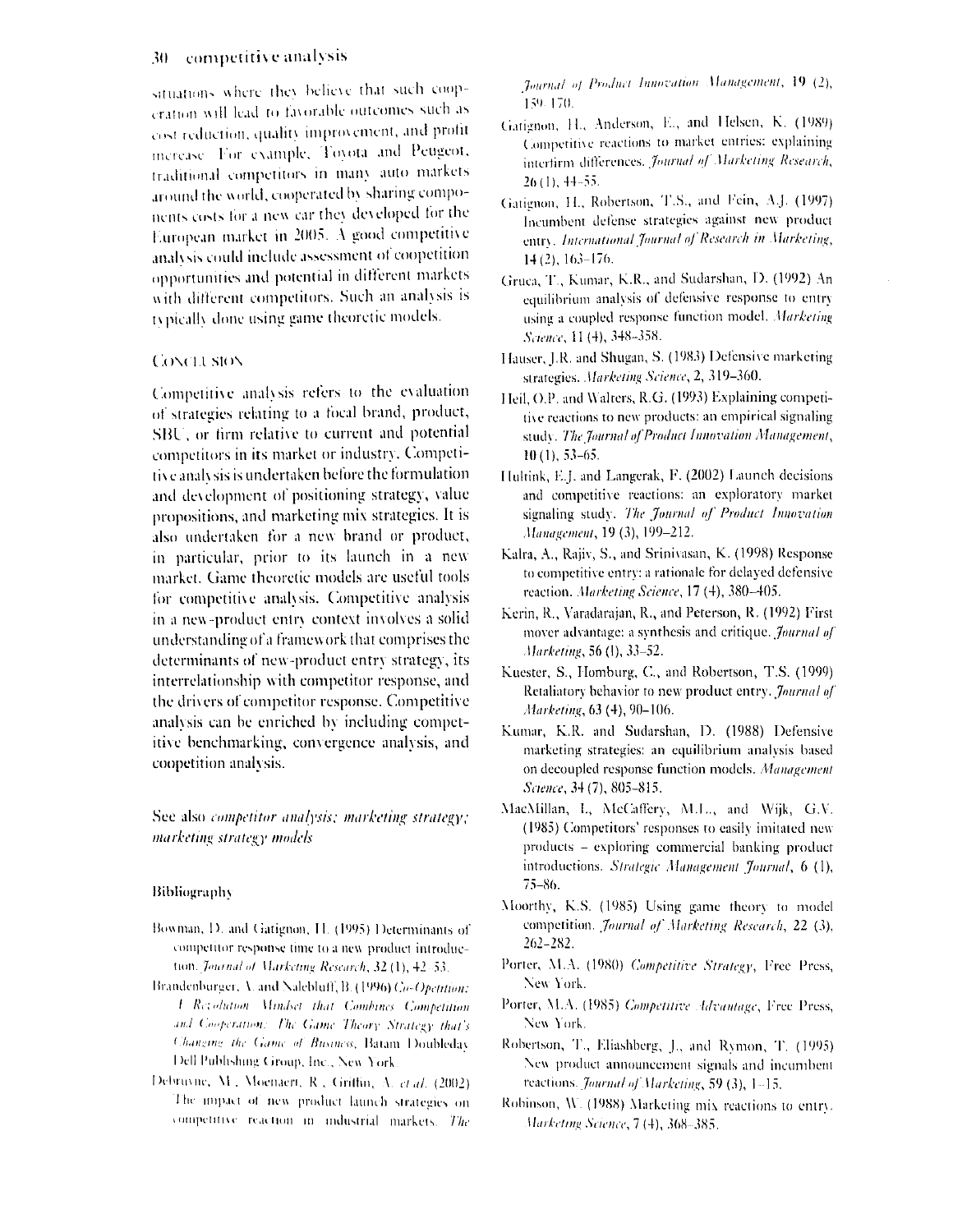situations where they believe that such cooperation will lead to favorable outcomes such as cost reduction, quality improvement, and profit increase. For example, Toyota and Peugeot, traditional competitors in many auto markets around the world, cooperated by sharing components costs for a new car they developed for the European market in 2005. A good competitive analysis could include assessment of coopetition opportunities and potential in different markets with different competitors. Such an analysis is typically done using game theoretic models.

## Conclusion

Competitive analysis refers to the evaluation of strategies relating to a focal brand, product, SBU, or firm relative to current and potential competitors in its market or industry. Competitive analysis is undertaken before the formulation and development of positioning strategy, value propositions, and marketing mix strategies. It is also undertaken for a new brand or product, in particular, prior to its launch in a new market. Game theoretic models are useful tools for competitive analysis. Competitive analysis in a new-product entry context involves a solid understanding of a framework that comprises the determinants of new-product entry strategy, its interrelationship with competitor response, and the drivers of competitor response. Competitive analysis can be enriched by including competitive benchmarking, convergence analysis, and coopetition analysis.

See also *competitor analysis; marketing strategy; marketing strategy models*

### Bibliography

Bowman, D. and Gatignon, H. (1995) Determinants of competitor response time to a new product introduction. *Journal of Marketing Research*, 32 (1), 42–53.

Brandenburger, A. and Nalebuff, B. (1996) *Co-Opetition: A Revolution Mindset that Combines Competition and Cooperation: The Game Theory Strategy that's Changing the Game of Business*, Batam Doubleday Dell Publishing Group, Inc., New York.

Debruyne, M., Moenaert, R., Griffin, A. *et al.* (2002) The impact of new product launch strategies on competitive reaction in industrial markets. *The Journal of Product Innovation Management*, 19 (2), 159–170.

Gatignon, H., Anderson, E., and Helsen, K. (1989) Competitive reactions to market entries: explaining interfirm differences. *Journal of Marketing Research*, 26 (1), 44–55.

Gatignon, H., Robertson, T.S., and Fein, A.J. (1997) Incumbent defense strategies against new product entry. *International Journal of Research in Marketing*, 14 (2), 163–176.

Gruca, T., Kumar, K.R., and Sudarshan, D. (1992) An equilibrium analysis of defensive response to entry using a coupled response function model. *Marketing Science*, 11 (4), 348–358.

Hauser, J.R. and Shugan, S. (1983) Defensive marketing strategies. *Marketing Science*, 2, 319–360.

Heil, O.P. and Walters, R.G. (1993) Explaining competitive reactions to new products: an empirical signaling study. *The Journal of Product Innovation Management*, 10 (1), 53–65.

Hultink, E.J. and Langerak, F. (2002) Launch decisions and competitive reactions: an exploratory market signaling study. *The Journal of Product Innovation Management*, 19 (3), 199–212.

Kalra, A., Rajiv, S., and Srinivasan, K. (1998) Response to competitive entry: a rationale for delayed defensive reaction. *Marketing Science*, 17 (4), 380–405.

Kerin, R., Varadarajan, R., and Peterson, R. (1992) First mover advantage: a synthesis and critique. *Journal of Marketing*, 56 (1), 33–52.

Kuester, S., Homburg, C., and Robertson, T.S. (1999) Retaliatory behavior to new product entry. *Journal of Marketing*, 63 (4), 90–106.

Kumar, K.R. and Sudarshan, D. (1988) Defensive marketing strategies: an equilibrium analysis based on decoupled response function models. *Management Science*, 34 (7), 805–815.

MacMillan, I., McCaffery, M.L., and Wijk, G.V. (1985) Competitors' responses to easily imitated new products – exploring commercial banking product introductions. *Strategic Management Journal*, 6 (1), 75–86.

Moorthy, K.S. (1985) Using game theory to model competition. *Journal of Marketing Research*, 22 (3), 262–282.

Porter, M.A. (1980) *Competitive Strategy*, Free Press, New York.

Porter, M.A. (1985) *Competitive Advantage*, Free Press, New York.

Robertson, T., Eliashberg, J., and Rymon, T. (1995) New product announcement signals and incumbent reactions. *Journal of Marketing*, 59 (3), 1–15.

Robinson, W. (1988) Marketing mix reactions to entry. *Marketing Science*, 7 (4), 368–385.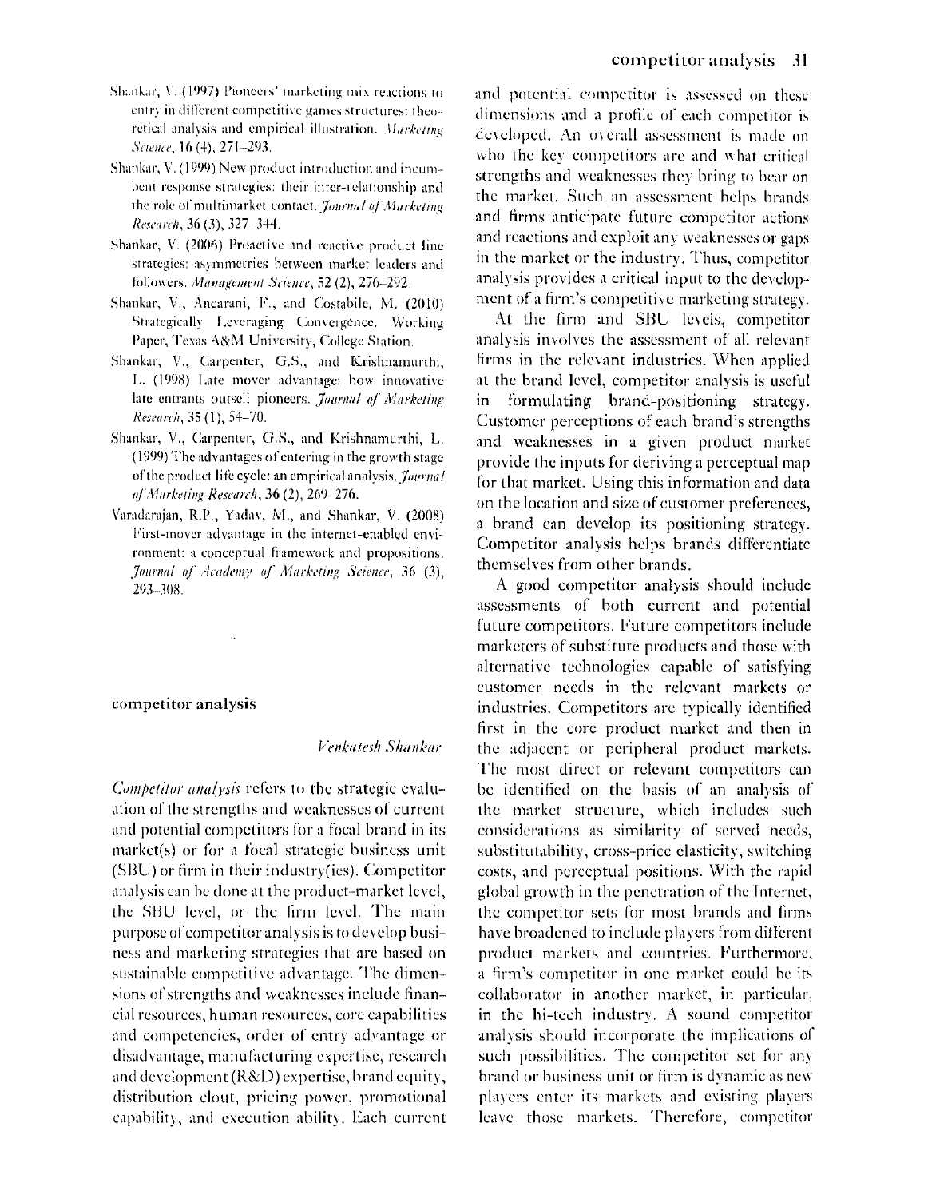Shankar, V. (1997) Pioneers' marketing mix reactions to entry in different competitive games structures: theoretical analysis and empirical illustration. *Marketing Science*, 16 (4), 271–293.

Shankar, V. (1999) New product introduction and incumbent response strategies: their inter-relationship and the role of multimarket contact. *Journal of Marketing Research*, 36 (3), 327–344.

Shankar, V. (2006) Proactive and reactive product line strategies: asymmetries between market leaders and followers. *Management Science*, 52 (2), 276–292.

Shankar, V., Ancarani, F., and Costabile, M. (2010) Strategically Leveraging Convergence. Working Paper, Texas A&M University, College Station.

Shankar, V., Carpenter, G.S., and Krishnamurthi, L. (1998) Late mover advantage: how innovative late entrants outsell pioneers. *Journal of Marketing Research*, 35 (1), 54–70.

Shankar, V., Carpenter, G.S., and Krishnamurthi, L. (1999) The advantages of entering in the growth stage of the product life cycle: an empirical analysis. *Journal of Marketing Research*, 36 (2), 269–276.

Varadarajan, R.P., Yadav, M., and Shankar, V. (2008) First-mover advantage in the internet-enabled environment: a conceptual framework and propositions. *Journal of Academy of Marketing Science*, 36 (3), 293–308.

## competitor analysis

*Venkatesh Shankar*

*Competitor analysis* refers to the strategic evaluation of the strengths and weaknesses of current and potential competitors for a focal brand in its market(s) or for a focal strategic business unit (SBU) or firm in their industry(ies). Competitor analysis can be done at the product-market level, the SBU level, or the firm level. The main purpose of competitor analysis is to develop business and marketing strategies that are based on sustainable competitive advantage. The dimensions of strengths and weaknesses include financial resources, human resources, core capabilities and competencies, order of entry advantage or disadvantage, manufacturing expertise, research and development (R&D) expertise, brand equity, distribution clout, pricing power, promotional capability, and execution ability. Each current and potential competitor is assessed on these dimensions and a profile of each competitor is developed. An overall assessment is made on who the key competitors are and what critical strengths and weaknesses they bring to bear on the market. Such an assessment helps brands and firms anticipate future competitor actions and reactions and exploit any weaknesses or gaps in the market or the industry. Thus, competitor analysis provides a critical input to the development of a firm's competitive marketing strategy.

At the firm and SBU levels, competitor analysis involves the assessment of all relevant firms in the relevant industries. When applied at the brand level, competitor analysis is useful in formulating brand-positioning strategy. Customer perceptions of each brand's strengths and weaknesses in a given product market provide the inputs for deriving a perceptual map for that market. Using this information and data on the location and size of customer preferences, a brand can develop its positioning strategy. Competitor analysis helps brands differentiate themselves from other brands.

A good competitor analysis should include assessments of both current and potential future competitors. Future competitors include marketers of substitute products and those with alternative technologies capable of satisfying customer needs in the relevant markets or industries. Competitors are typically identified first in the core product market and then in the adjacent or peripheral product markets. The most direct or relevant competitors can be identified on the basis of an analysis of the market structure, which includes such considerations as similarity of served needs, substitutability, cross-price elasticity, switching costs, and perceptual positions. With the rapid global growth in the penetration of the Internet, the competitor sets for most brands and firms have broadened to include players from different product markets and countries. Furthermore, a firm's competitor in one market could be its collaborator in another market, in particular, in the hi-tech industry. A sound competitor analysis should incorporate the implications of such possibilities. The competitor set for any brand or business unit or firm is dynamic as new players enter its markets and existing players leave those markets. Therefore, competitor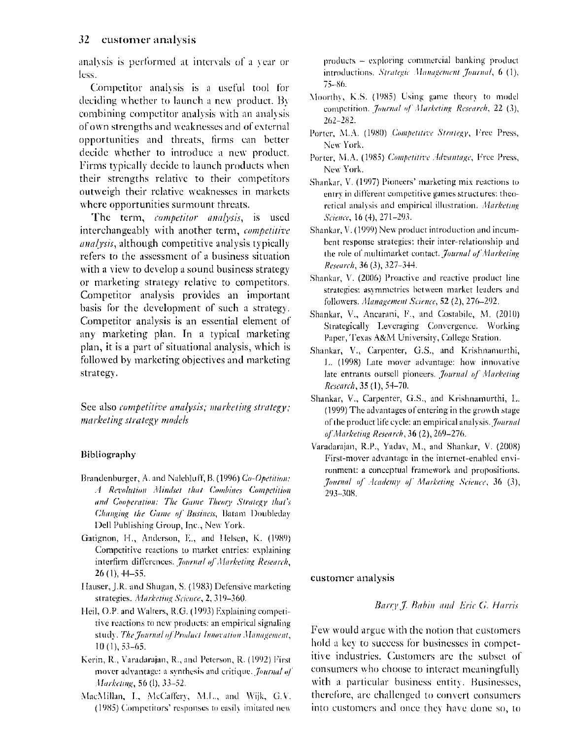analysis is performed at intervals of a year or less.

Competitor analysis is a useful tool for deciding whether to launch a new product. By combining competitor analysis with an analysis of own strengths and weaknesses and of external opportunities and threats, firms can better decide whether to introduce a new product. Firms typically decide to launch products when their strengths relative to their competitors outweigh their relative weaknesses in markets where opportunities surmount threats.

The term, *competitor analysis*, is used interchangeably with another term, *competitive analysis*, although competitive analysis typically refers to the assessment of a business situation with a view to develop a sound business strategy or marketing strategy relative to competitors. Competitor analysis provides an important basis for the development of such a strategy. Competitor analysis is an essential element of any marketing plan. In a typical marketing plan, it is a part of situational analysis, which is followed by marketing objectives and marketing strategy.

See also *competitive analysis; marketing strategy; marketing strategy models*

### Bibliography

Brandenburger, A. and Nalebluff, B. (1996) *Co-Opetition: A Revolution Mindset that Combines Competition and Cooperation: The Game Theory Strategy that's Changing the Game of Business*, Batam Doubleday Dell Publishing Group, Inc., New York.

Gatignon, H., Anderson, E., and Helsen, K. (1989) Competitive reactions to market entries: explaining interfirm differences. *Journal of Marketing Research*, **26** (1), 44–55.

Hauser, J.R. and Shugan, S. (1983) Defensive marketing strategies. *Marketing Science*, **2**, 319–360.

Heil, O.P. and Walters, R.G. (1993) Explaining competitive reactions to new products: an empirical signaling study. *The Journal of Product Innovation Management*, **10** (1), 53–65.

Kerin, R., Varadarajan, R., and Peterson, R. (1992) First mover advantage: a synthesis and critique. *Journal of Marketing*, **56** (l), 33–52.

MacMillan, I., McCaffery, M.L., and Wijk, G.V. (1985) Competitors' responses to easily imitated new products – exploring commercial banking product introductions. *Strategic Management Journal*, **6** (1), 75–86.

Moorthy, K.S. (1985) Using game theory to model competition. *Journal of Marketing Research*, **22** (3), 262–282.

Porter, M.A. (1980) *Competitive Strategy*, Free Press, New York.

Porter, M.A. (1985) *Competitive Advantage*, Free Press, New York.

Shankar, V. (1997) Pioneers' marketing mix reactions to entry in different competitive games structures: theoretical analysis and empirical illustration. *Marketing Science*, **16** (4), 271–293.

Shankar, V. (1999) New product introduction and incumbent response strategies: their inter-relationship and the role of multimarket contact. *Journal of Marketing Research*, **36** (3), 327–344.

Shankar, V. (2006) Proactive and reactive product line strategies: asymmetries between market leaders and followers. *Management Science*, **52** (2), 276–292.

Shankar, V., Ancarani, F., and Costabile, M. (2010) Strategically Leveraging Convergence. Working Paper, Texas A&M University, College Station.

Shankar, V., Carpenter, G.S., and Krishnamurthi, L. (1998) Late mover advantage: how innovative late entrants outsell pioneers. *Journal of Marketing Research*, **35** (1), 54–70.

Shankar, V., Carpenter, G.S., and Krishnamurthi, L. (1999) The advantages of entering in the growth stage of the product life cycle: an empirical analysis. *Journal of Marketing Research*, **36** (2), 269–276.

Varadarajan, R.P., Yadav, M., and Shankar, V. (2008) First-mover advantage in the internet-enabled environment: a conceptual framework and propositions. *Journal of Academy of Marketing Science*, **36** (3), 293–308.

## customer analysis

*Barry J. Babin and Eric G. Harris*

Few would argue with the notion that customers hold a key to success for businesses in competitive industries. Customers are the subset of consumers who choose to interact meaningfully with a particular business entity. Businesses, therefore, are challenged to convert consumers into customers and once they have done so, to